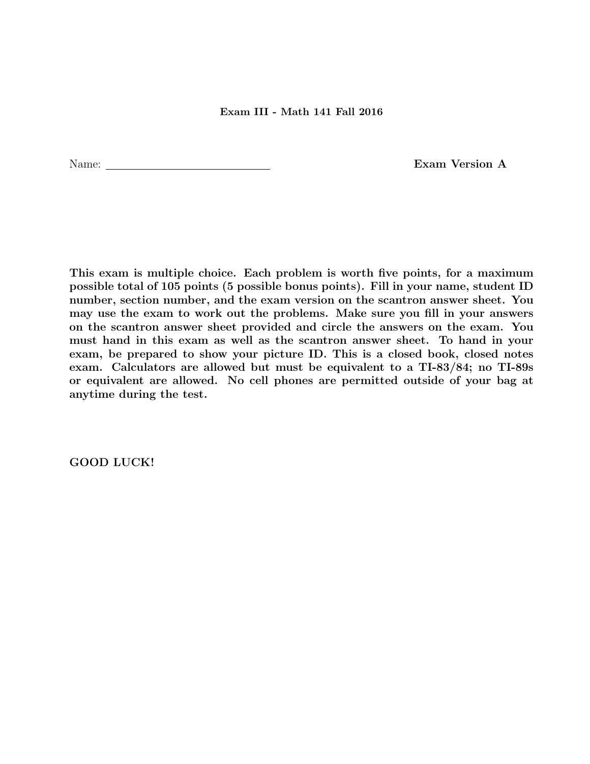**Exam III - Math 141 Fall 2016**

Name: ______________________________ **Exam Version A**

**This exam is multiple choice. Each problem is worth five points, for a maximum possible total of 105 points (5 possible bonus points). Fill in your name, student ID number, section number, and the exam version on the scantron answer sheet. You may use the exam to work out the problems. Make sure you fill in your answers on the scantron answer sheet provided and circle the answers on the exam. You must hand in this exam as well as the scantron answer sheet. To hand in your exam, be prepared to show your picture ID. This is a closed book, closed notes exam. Calculators are allowed but must be equivalent to a TI-83/84; no TI-89s or equivalent are allowed. No cell phones are permitted outside of your bag at anytime during the test.**

**GOOD LUCK!**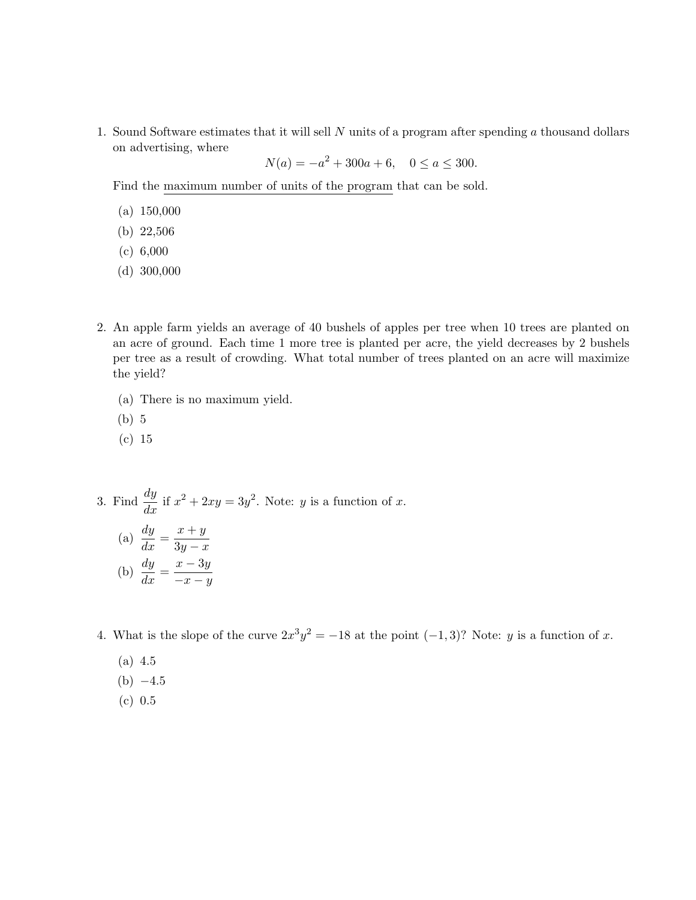1. Sound Software estimates that it will sell $N$ units of a program after spending $a$ thousand dollars on advertising, where

$$N(a) = -a^2 + 300a + 6, \quad 0 \leq a \leq 300.$$

   Find the maximum number of units of the program that can be sold.

   (a) 150,000

   (b) 22,506

   (c) 6,000

   (d) 300,000

2. An apple farm yields an average of 40 bushels of apples per tree when 10 trees are planted on an acre of ground. Each time 1 more tree is planted per acre, the yield decreases by 2 bushels per tree as a result of crowding. What total number of trees planted on an acre will maximize the yield?

   (a) There is no maximum yield.

   (b) 5

   (c) 15

3. Find $\dfrac{dy}{dx}$ if $x^2 + 2xy = 3y^2$. Note: $y$ is a function of $x$.

   (a) $\dfrac{dy}{dx} = \dfrac{x+y}{3y-x}$

   (b) $\dfrac{dy}{dx} = \dfrac{x-3y}{-x-y}$

4. What is the slope of the curve $2x^3y^2 = -18$ at the point $(-1, 3)$? Note: $y$ is a function of $x$.

   (a) 4.5

   (b) $-4.5$

   (c) 0.5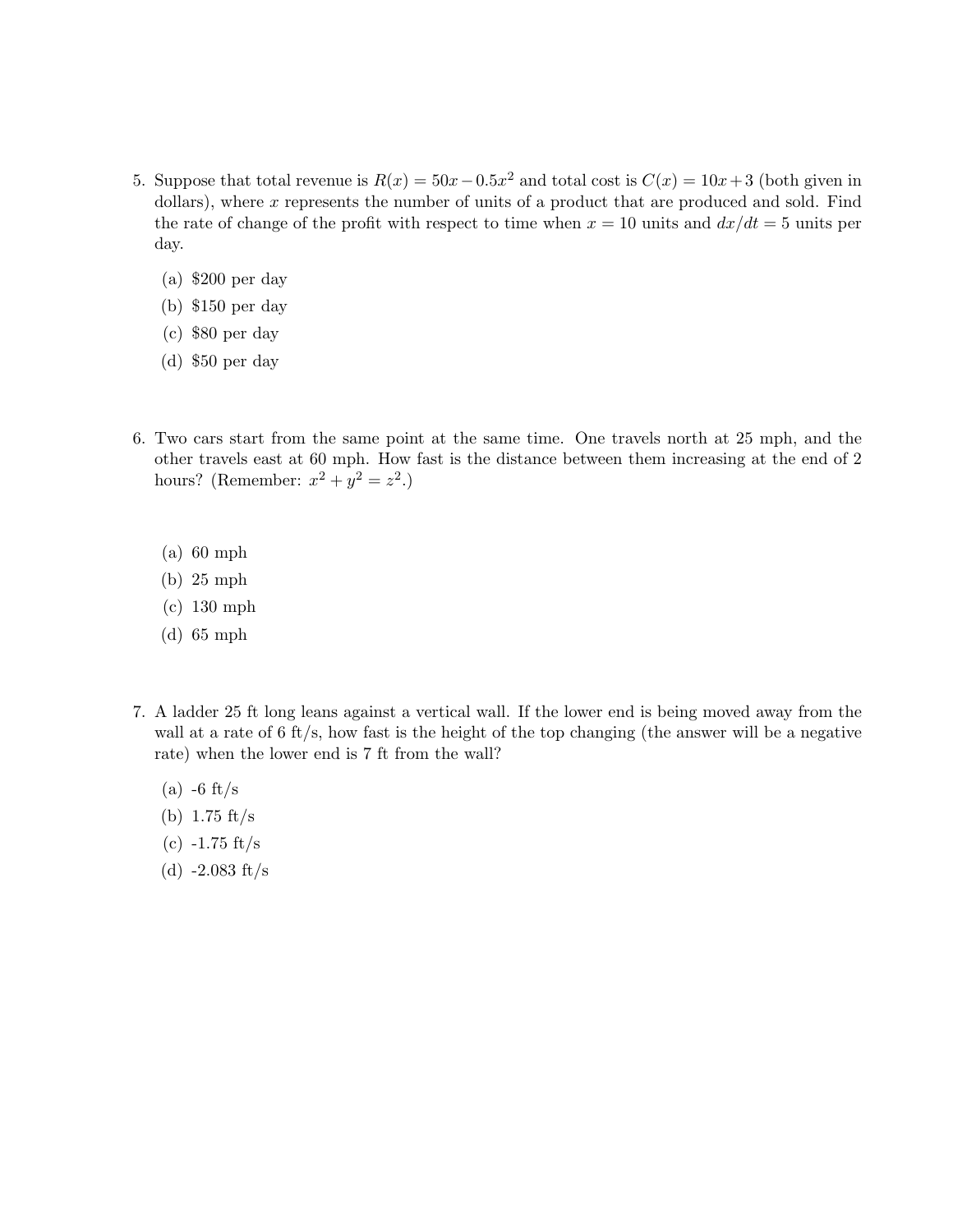5. Suppose that total revenue is $R(x) = 50x - 0.5x^2$ and total cost is $C(x) = 10x + 3$ (both given in dollars), where $x$ represents the number of units of a product that are produced and sold. Find the rate of change of the profit with respect to time when $x = 10$ units and $dx/dt = 5$ units per day.

   (a) \$200 per day
   (b) \$150 per day
   (c) \$80 per day
   (d) \$50 per day

6. Two cars start from the same point at the same time. One travels north at 25 mph, and the other travels east at 60 mph. How fast is the distance between them increasing at the end of 2 hours? (Remember: $x^2 + y^2 = z^2$.)

   (a) 60 mph
   (b) 25 mph
   (c) 130 mph
   (d) 65 mph

7. A ladder 25 ft long leans against a vertical wall. If the lower end is being moved away from the wall at a rate of 6 ft/s, how fast is the height of the top changing (the answer will be a negative rate) when the lower end is 7 ft from the wall?

   (a) -6 ft/s
   (b) 1.75 ft/s
   (c) -1.75 ft/s
   (d) -2.083 ft/s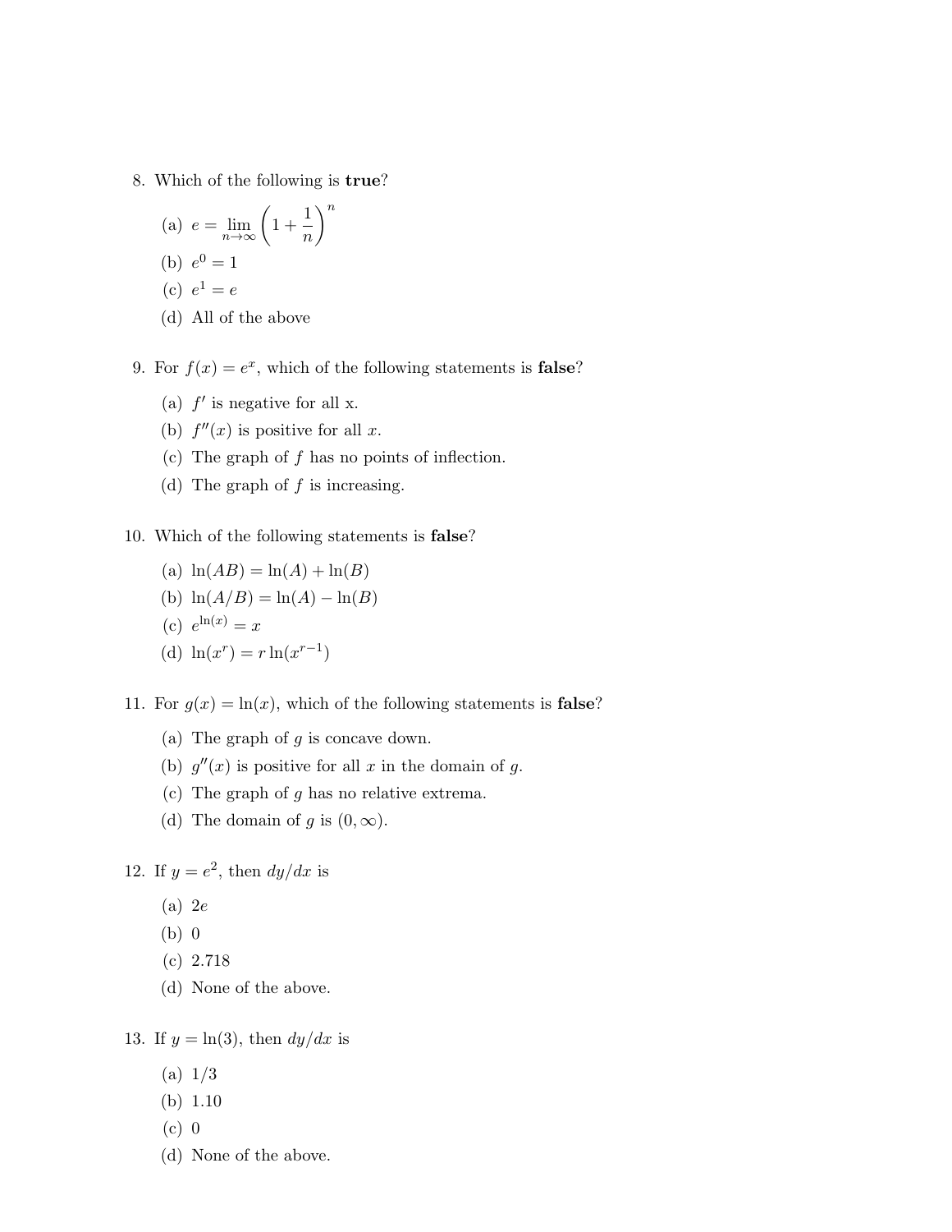8. Which of the following is **true**?

   (a) $e = \lim_{n\to\infty} \left(1 + \frac{1}{n}\right)^n$

   (b) $e^0 = 1$

   (c) $e^1 = e$

   (d) All of the above

9. For $f(x) = e^x$, which of the following statements is **false**?

   (a) $f'$ is negative for all x.

   (b) $f''(x)$ is positive for all $x$.

   (c) The graph of $f$ has no points of inflection.

   (d) The graph of $f$ is increasing.

10. Which of the following statements is **false**?

    (a) $\ln(AB) = \ln(A) + \ln(B)$

    (b) $\ln(A/B) = \ln(A) - \ln(B)$

    (c) $e^{\ln(x)} = x$

    (d) $\ln(x^r) = r\ln(x^{r-1})$

11. For $g(x) = \ln(x)$, which of the following statements is **false**?

    (a) The graph of $g$ is concave down.

    (b) $g''(x)$ is positive for all $x$ in the domain of $g$.

    (c) The graph of $g$ has no relative extrema.

    (d) The domain of $g$ is $(0, \infty)$.

12. If $y = e^2$, then $dy/dx$ is

    (a) $2e$

    (b) 0

    (c) 2.718

    (d) None of the above.

13. If $y = \ln(3)$, then $dy/dx$ is

    (a) 1/3

    (b) 1.10

    (c) 0

    (d) None of the above.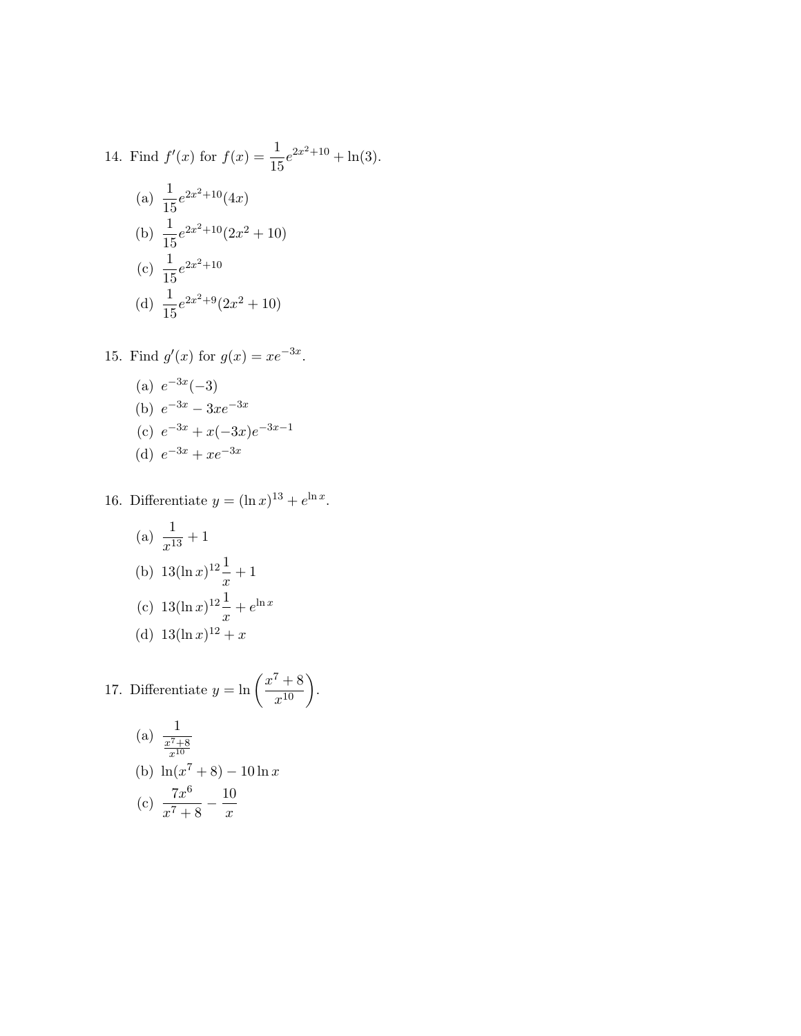14. Find $f'(x)$ for $f(x) = \frac{1}{15}e^{2x^2+10} + \ln(3)$.

   (a) $\frac{1}{15}e^{2x^2+10}(4x)$

   (b) $\frac{1}{15}e^{2x^2+10}(2x^2+10)$

   (c) $\frac{1}{15}e^{2x^2+10}$

   (d) $\frac{1}{15}e^{2x^2+9}(2x^2+10)$

15. Find $g'(x)$ for $g(x) = xe^{-3x}$.

   (a) $e^{-3x}(-3)$

   (b) $e^{-3x} - 3xe^{-3x}$

   (c) $e^{-3x} + x(-3x)e^{-3x-1}$

   (d) $e^{-3x} + xe^{-3x}$

16. Differentiate $y = (\ln x)^{13} + e^{\ln x}$.

   (a) $\frac{1}{x^{13}} + 1$

   (b) $13(\ln x)^{12}\frac{1}{x} + 1$

   (c) $13(\ln x)^{12}\frac{1}{x} + e^{\ln x}$

   (d) $13(\ln x)^{12} + x$

17. Differentiate $y = \ln\left(\frac{x^7+8}{x^{10}}\right)$.

   (a) $\frac{1}{\frac{x^7+8}{x^{10}}}$

   (b) $\ln(x^7+8) - 10\ln x$

   (c) $\frac{7x^6}{x^7+8} - \frac{10}{x}$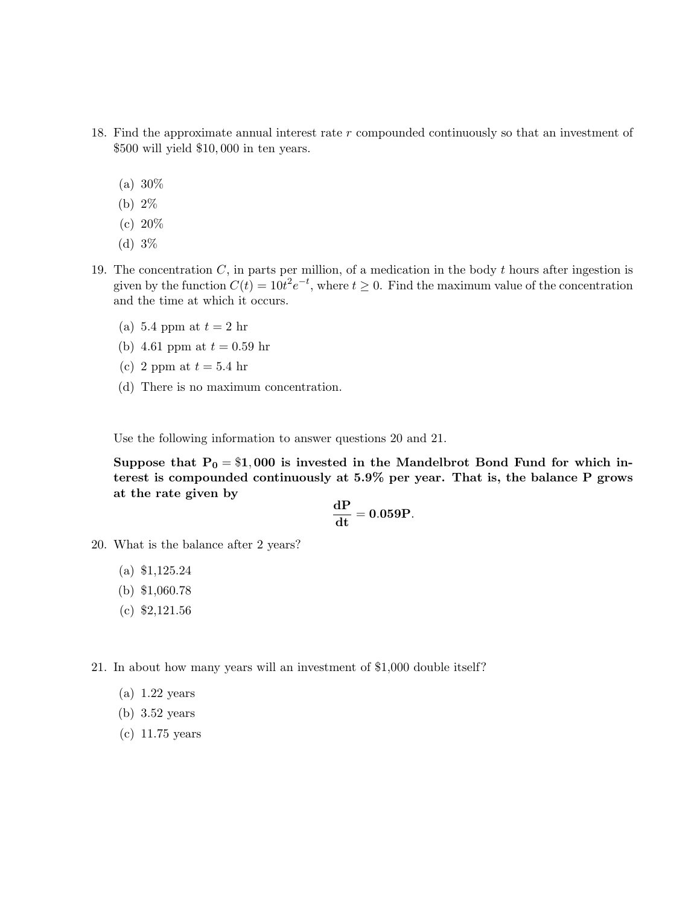18. Find the approximate annual interest rate $r$ compounded continuously so that an investment of \$500 will yield \$10,000 in ten years.

   (a) 30%
   (b) 2%
   (c) 20%
   (d) 3%

19. The concentration $C$, in parts per million, of a medication in the body $t$ hours after ingestion is given by the function $C(t) = 10t^2e^{-t}$, where $t \geq 0$. Find the maximum value of the concentration and the time at which it occurs.

   (a) 5.4 ppm at $t = 2$ hr
   (b) 4.61 ppm at $t = 0.59$ hr
   (c) 2 ppm at $t = 5.4$ hr
   (d) There is no maximum concentration.

Use the following information to answer questions 20 and 21.

**Suppose that $P_0 = \$1,000$ is invested in the Mandelbrot Bond Fund for which interest is compounded continuously at 5.9% per year. That is, the balance P grows at the rate given by**

$$\frac{dP}{dt} = 0.059P.$$

20. What is the balance after 2 years?

   (a) \$1,125.24
   (b) \$1,060.78
   (c) \$2,121.56

21. In about how many years will an investment of \$1,000 double itself?

   (a) 1.22 years
   (b) 3.52 years
   (c) 11.75 years